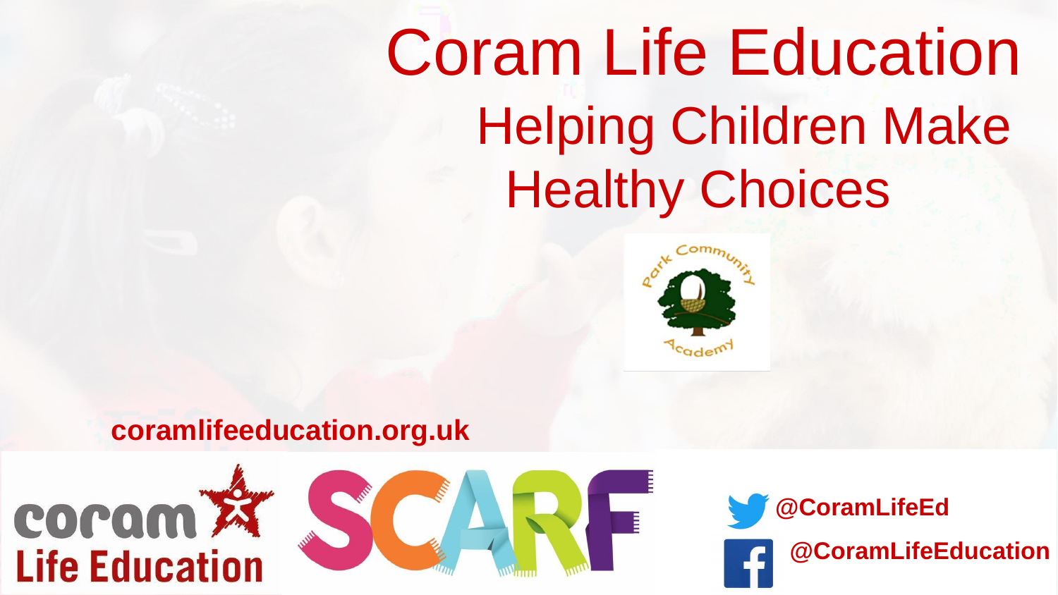# Coram Life Education

## Helping Children Make Healthy Choices

Park Community Academy

coramlifeeducation.org.uk

Coram Life Education

SCARF

@CoramLifeEd

@CoramLifeEducation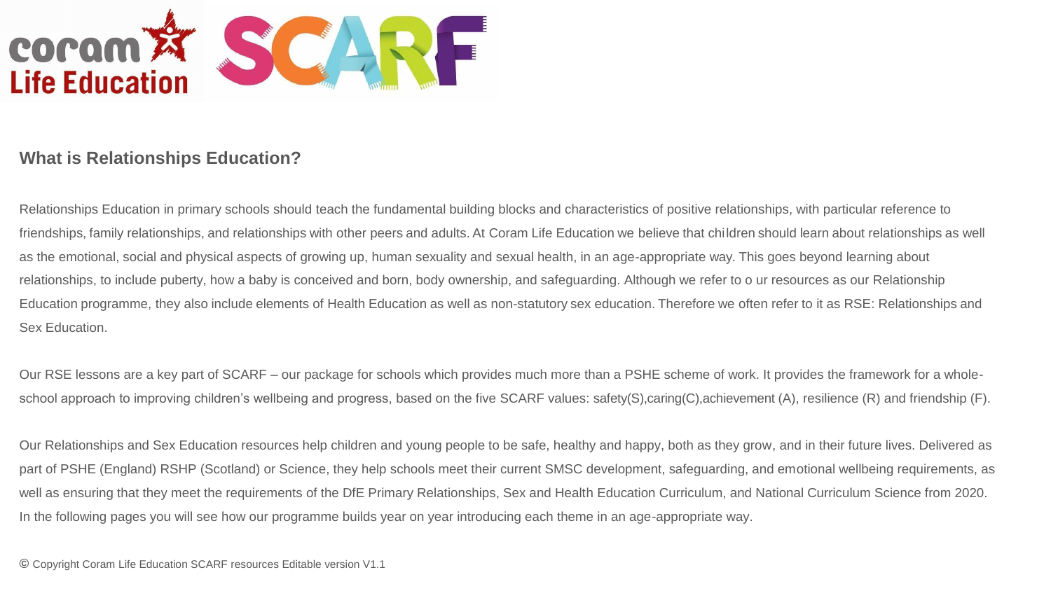## What is Relationships Education?

Relationships Education in primary schools should teach the fundamental building blocks and characteristics of positive relationships, with particular reference to friendships, family relationships, and relationships with other peers and adults. At Coram Life Education we believe that children should learn about relationships as well as the emotional, social and physical aspects of growing up, human sexuality and sexual health, in an age-appropriate way. This goes beyond learning about relationships, to include puberty, how a baby is conceived and born, body ownership, and safeguarding. Although we refer to o ur resources as our Relationship Education programme, they also include elements of Health Education as well as non-statutory sex education. Therefore we often refer to it as RSE: Relationships and Sex Education.

Our RSE lessons are a key part of SCARF – our package for schools which provides much more than a PSHE scheme of work. It provides the framework for a whole-school approach to improving children's wellbeing and progress, based on the five SCARF values: safety(S),caring(C),achievement (A), resilience (R) and friendship (F).

Our Relationships and Sex Education resources help children and young people to be safe, healthy and happy, both as they grow, and in their future lives. Delivered as part of PSHE (England) RSHP (Scotland) or Science, they help schools meet their current SMSC development, safeguarding, and emotional wellbeing requirements, as well as ensuring that they meet the requirements of the DfE Primary Relationships, Sex and Health Education Curriculum, and National Curriculum Science from 2020. In the following pages you will see how our programme builds year on year introducing each theme in an age-appropriate way.

© Copyright Coram Life Education SCARF resources Editable version V1.1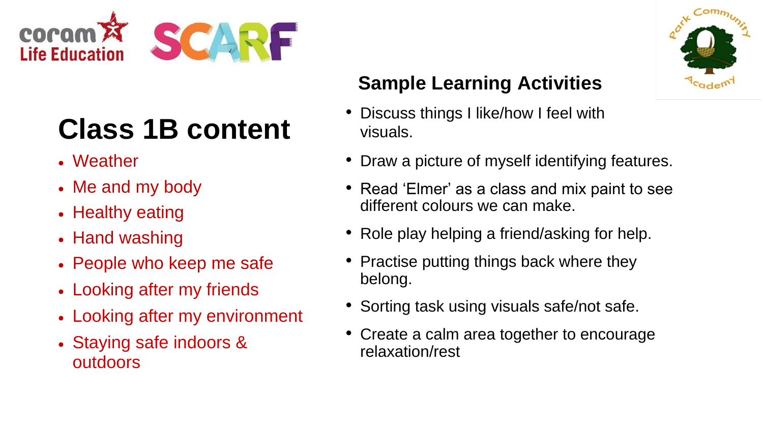# Class 1B content

- Weather
- Me and my body
- Healthy eating
- Hand washing
- People who keep me safe
- Looking after my friends
- Looking after my environment
- Staying safe indoors & outdoors

## Sample Learning Activities

- Discuss things I like/how I feel with visuals.
- Draw a picture of myself identifying features.
- Read 'Elmer' as a class and mix paint to see different colours we can make.
- Role play helping a friend/asking for help.
- Practise putting things back where they belong.
- Sorting task using visuals safe/not safe.
- Create a calm area together to encourage relaxation/rest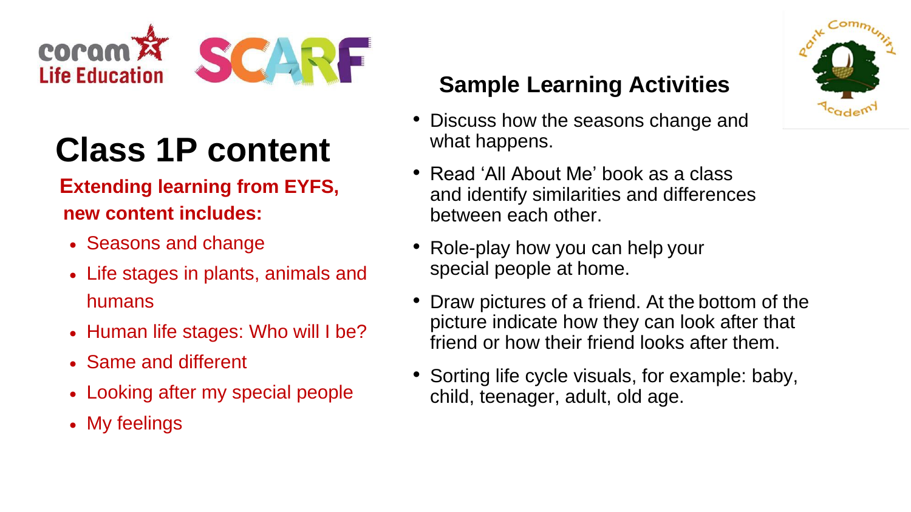# Class 1P content

**Extending learning from EYFS, new content includes:**

- Seasons and change
- Life stages in plants, animals and humans
- Human life stages: Who will I be?
- Same and different
- Looking after my special people
- My feelings

## Sample Learning Activities

- Discuss how the seasons change and what happens.
- Read 'All About Me' book as a class and identify similarities and differences between each other.
- Role-play how you can help your special people at home.
- Draw pictures of a friend. At the bottom of the picture indicate how they can look after that friend or how their friend looks after them.
- Sorting life cycle visuals, for example: baby, child, teenager, adult, old age.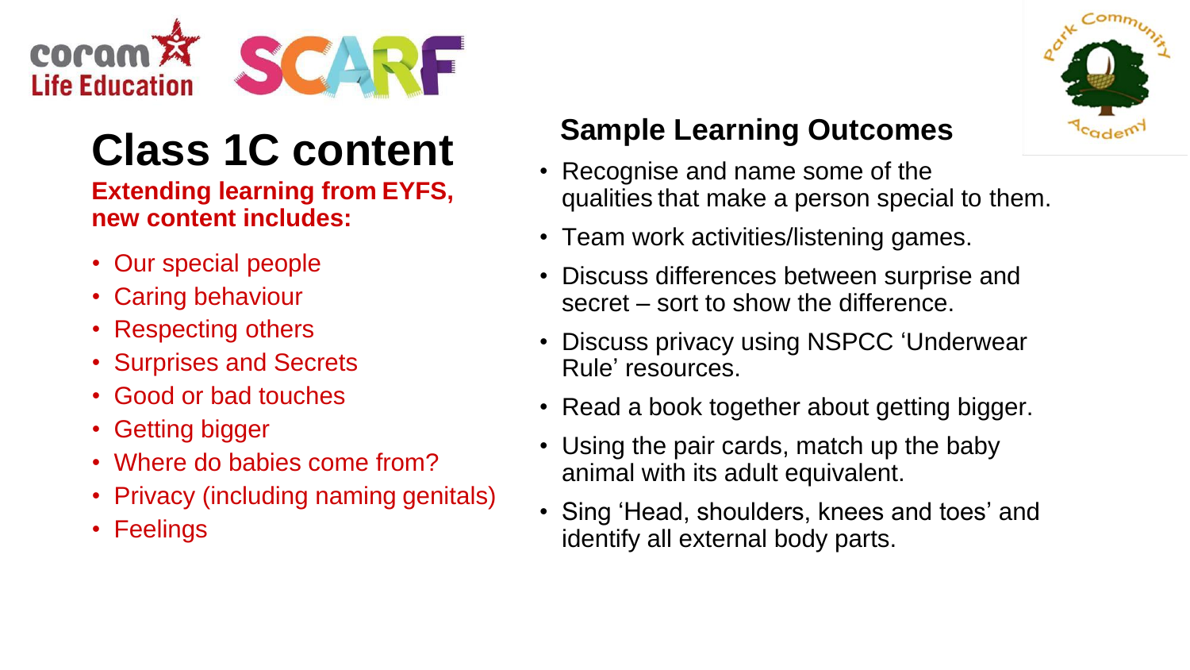# Class 1C content

**Extending learning from EYFS, new content includes:**

- Our special people
- Caring behaviour
- Respecting others
- Surprises and Secrets
- Good or bad touches
- Getting bigger
- Where do babies come from?
- Privacy (including naming genitals)
- Feelings

## Sample Learning Outcomes

- Recognise and name some of the qualities that make a person special to them.
- Team work activities/listening games.
- Discuss differences between surprise and secret – sort to show the difference.
- Discuss privacy using NSPCC 'Underwear Rule' resources.
- Read a book together about getting bigger.
- Using the pair cards, match up the baby animal with its adult equivalent.
- Sing 'Head, shoulders, knees and toes' and identify all external body parts.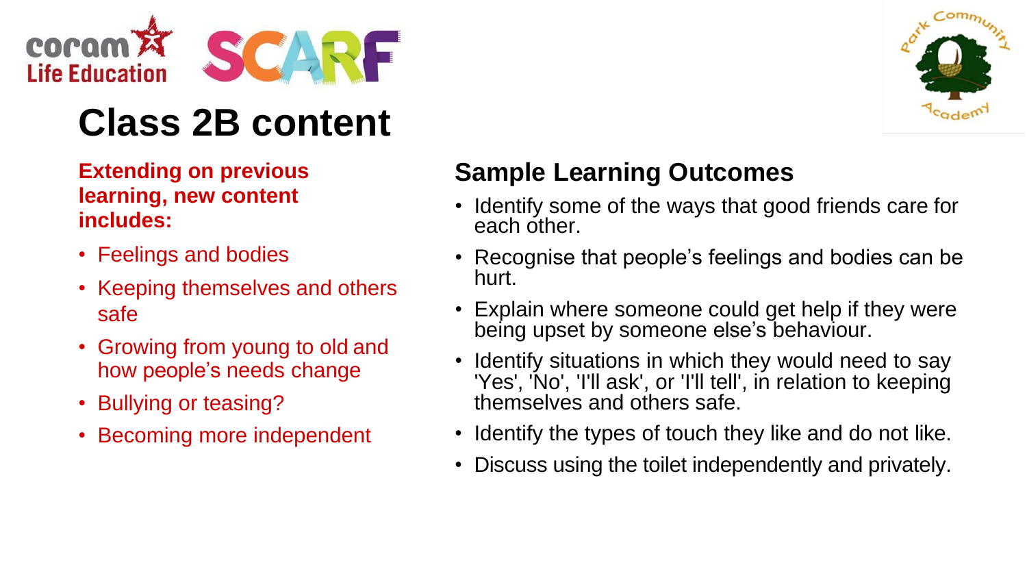# Class 2B content

**Extending on previous learning, new content includes:**

- Feelings and bodies
- Keeping themselves and others safe
- Growing from young to old and how people's needs change
- Bullying or teasing?
- Becoming more independent

## Sample Learning Outcomes

- Identify some of the ways that good friends care for each other.
- Recognise that people's feelings and bodies can be hurt.
- Explain where someone could get help if they were being upset by someone else's behaviour.
- Identify situations in which they would need to say 'Yes', 'No', 'I'll ask', or 'I'll tell', in relation to keeping themselves and others safe.
- Identify the types of touch they like and do not like.
- Discuss using the toilet independently and privately.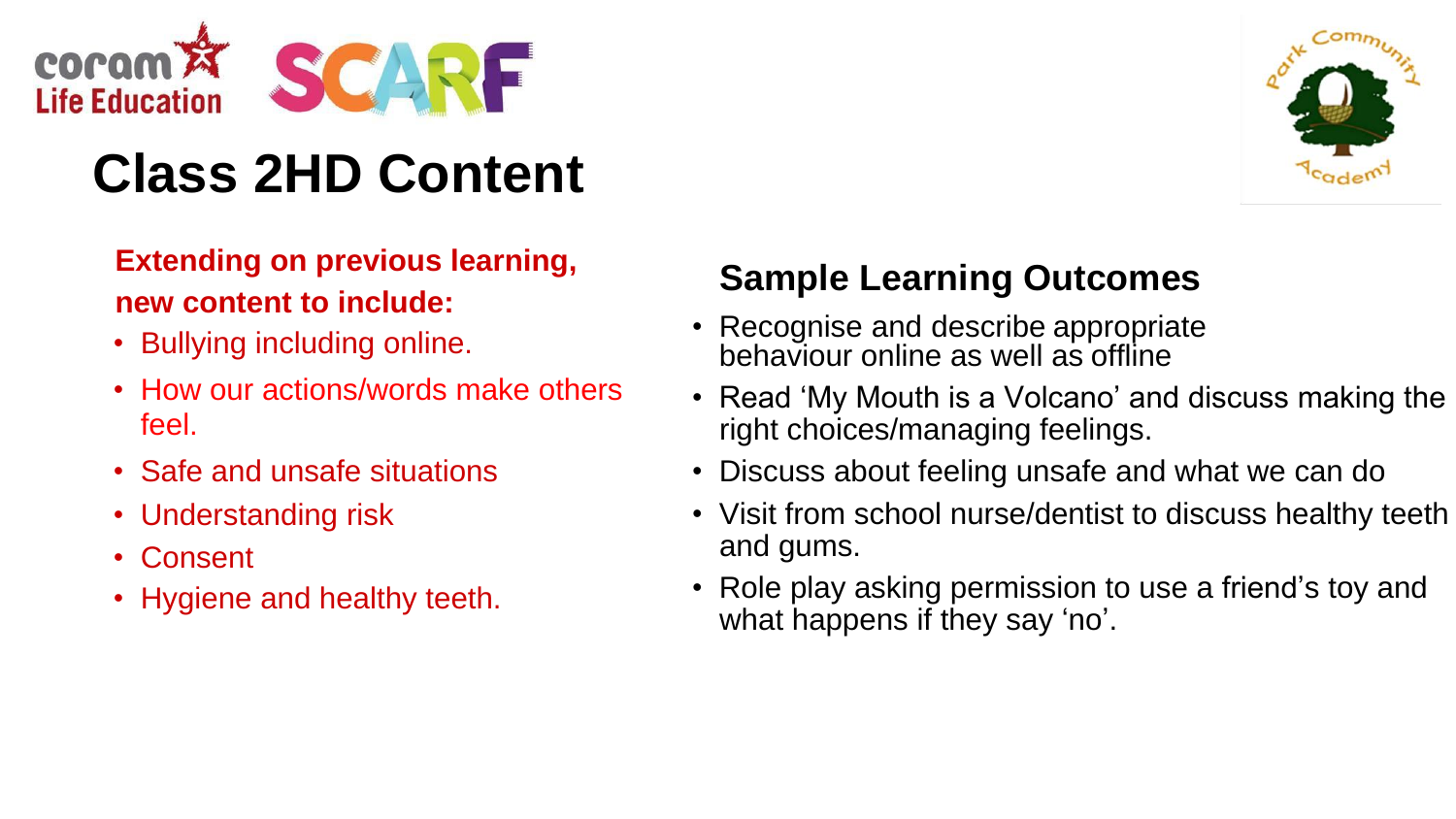# Class 2HD Content

**Extending on previous learning, new content to include:**

- Bullying including online.
- How our actions/words make others feel.
- Safe and unsafe situations
- Understanding risk
- Consent
- Hygiene and healthy teeth.

## Sample Learning Outcomes

- Recognise and describe appropriate behaviour online as well as offline
- Read 'My Mouth is a Volcano' and discuss making the right choices/managing feelings.
- Discuss about feeling unsafe and what we can do
- Visit from school nurse/dentist to discuss healthy teeth and gums.
- Role play asking permission to use a friend's toy and what happens if they say 'no'.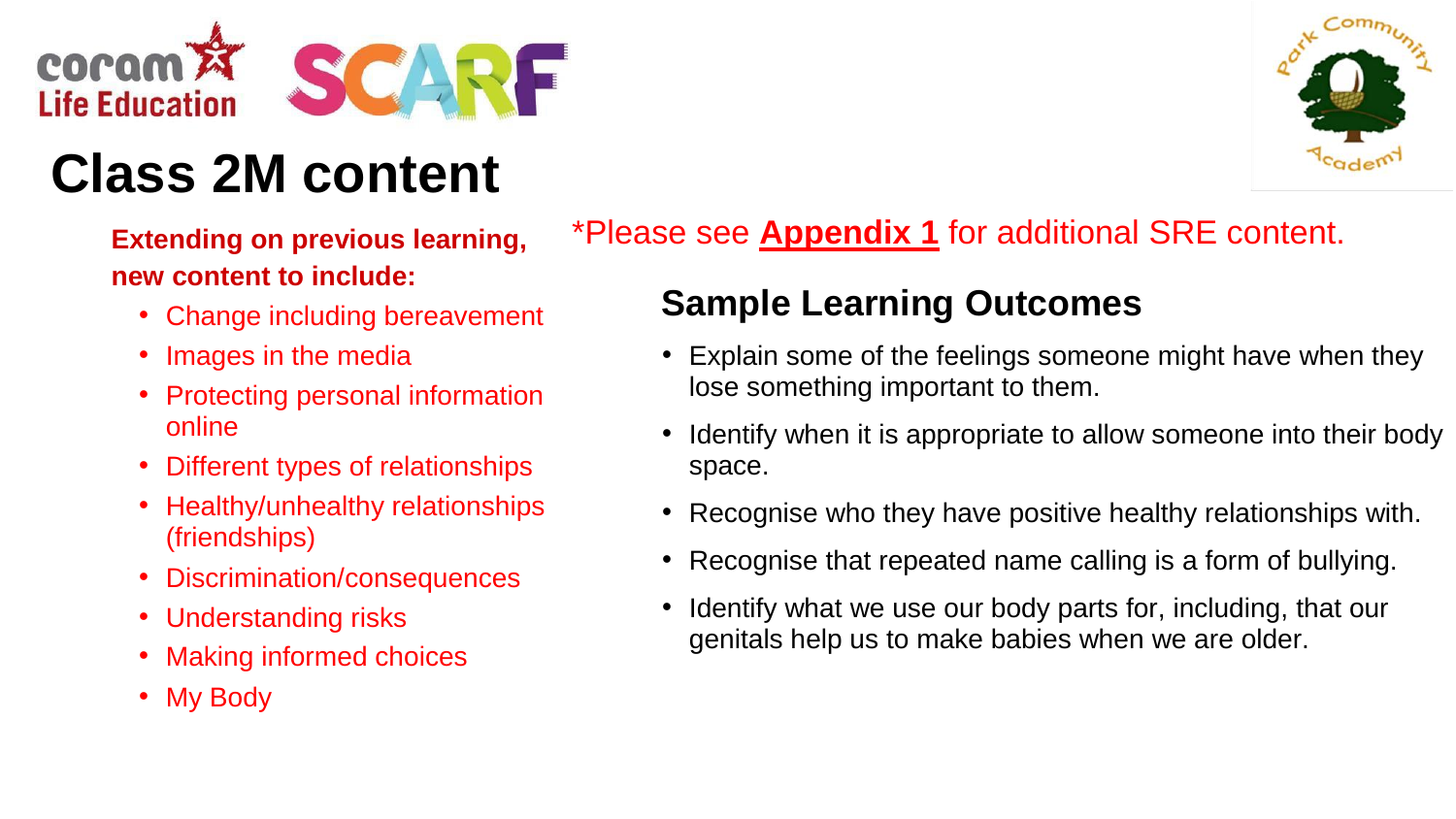# Class 2M content

**Extending on previous learning, new content to include:**

- Change including bereavement
- Images in the media
- Protecting personal information online
- Different types of relationships
- Healthy/unhealthy relationships (friendships)
- Discrimination/consequences
- Understanding risks
- Making informed choices
- My Body

*Please see **Appendix 1** for additional SRE content.

## Sample Learning Outcomes

- Explain some of the feelings someone might have when they lose something important to them.
- Identify when it is appropriate to allow someone into their body space.
- Recognise who they have positive healthy relationships with.
- Recognise that repeated name calling is a form of bullying.
- Identify what we use our body parts for, including, that our genitals help us to make babies when we are older.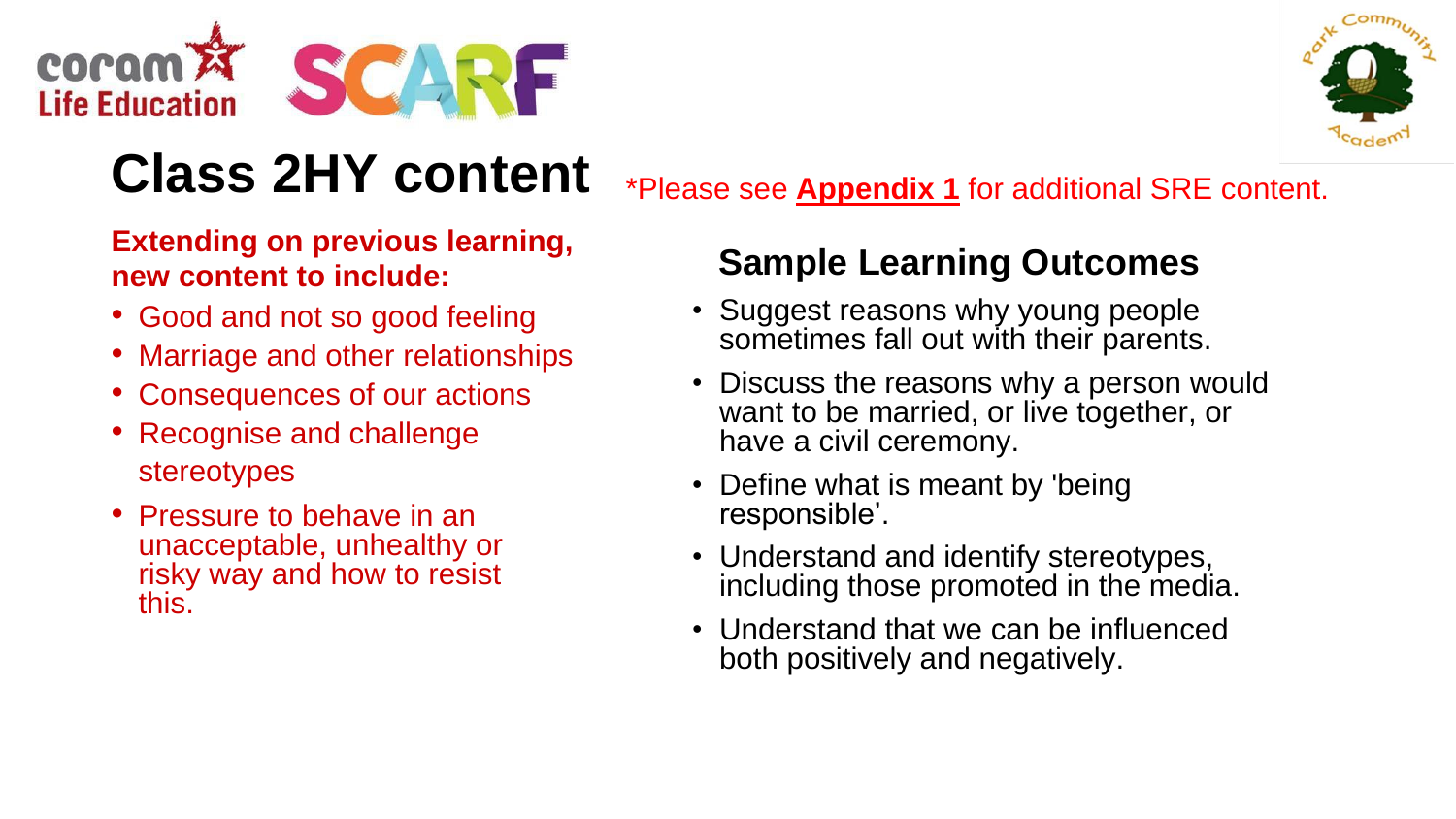# Class 2HY content

*Please see **Appendix 1** for additional SRE content.

**Extending on previous learning, new content to include:**

- Good and not so good feeling
- Marriage and other relationships
- Consequences of our actions
- Recognise and challenge stereotypes
- Pressure to behave in an unacceptable, unhealthy or risky way and how to resist this.

## Sample Learning Outcomes

- Suggest reasons why young people sometimes fall out with their parents.
- Discuss the reasons why a person would want to be married, or live together, or have a civil ceremony.
- Define what is meant by 'being responsible'.
- Understand and identify stereotypes, including those promoted in the media.
- Understand that we can be influenced both positively and negatively.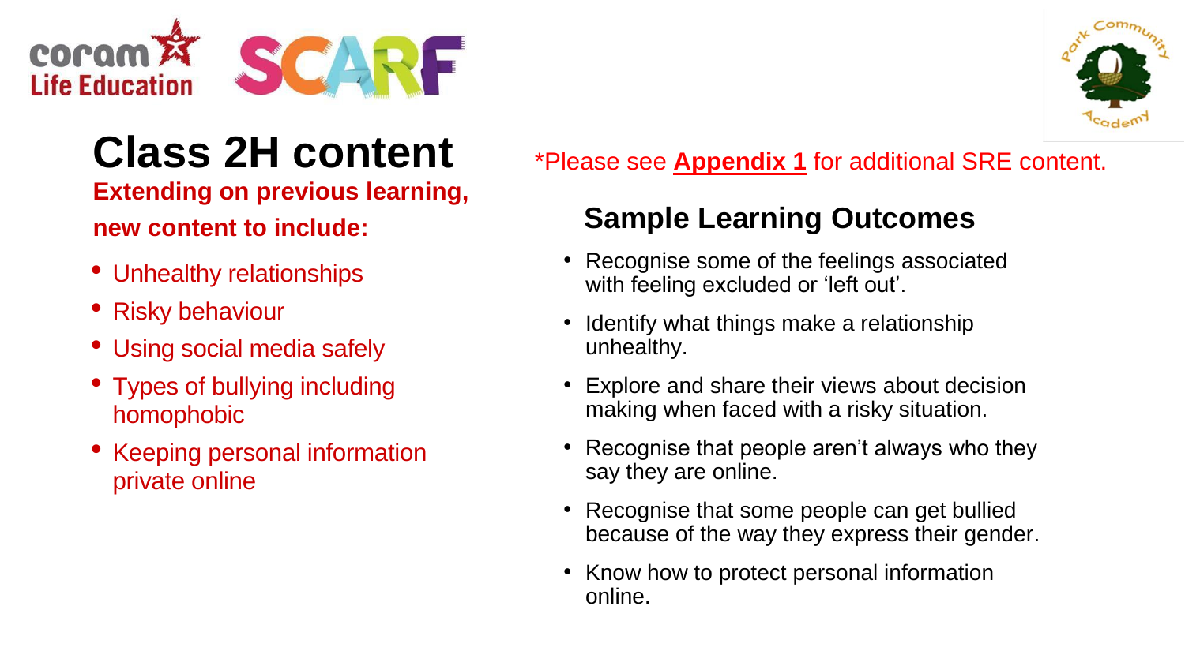# Class 2H content

**Extending on previous learning, new content to include:**

- Unhealthy relationships
- Risky behaviour
- Using social media safely
- Types of bullying including homophobic
- Keeping personal information private online

*Please see **Appendix 1** for additional SRE content.

## Sample Learning Outcomes

- Recognise some of the feelings associated with feeling excluded or 'left out'.
- Identify what things make a relationship unhealthy.
- Explore and share their views about decision making when faced with a risky situation.
- Recognise that people aren't always who they say they are online.
- Recognise that some people can get bullied because of the way they express their gender.
- Know how to protect personal information online.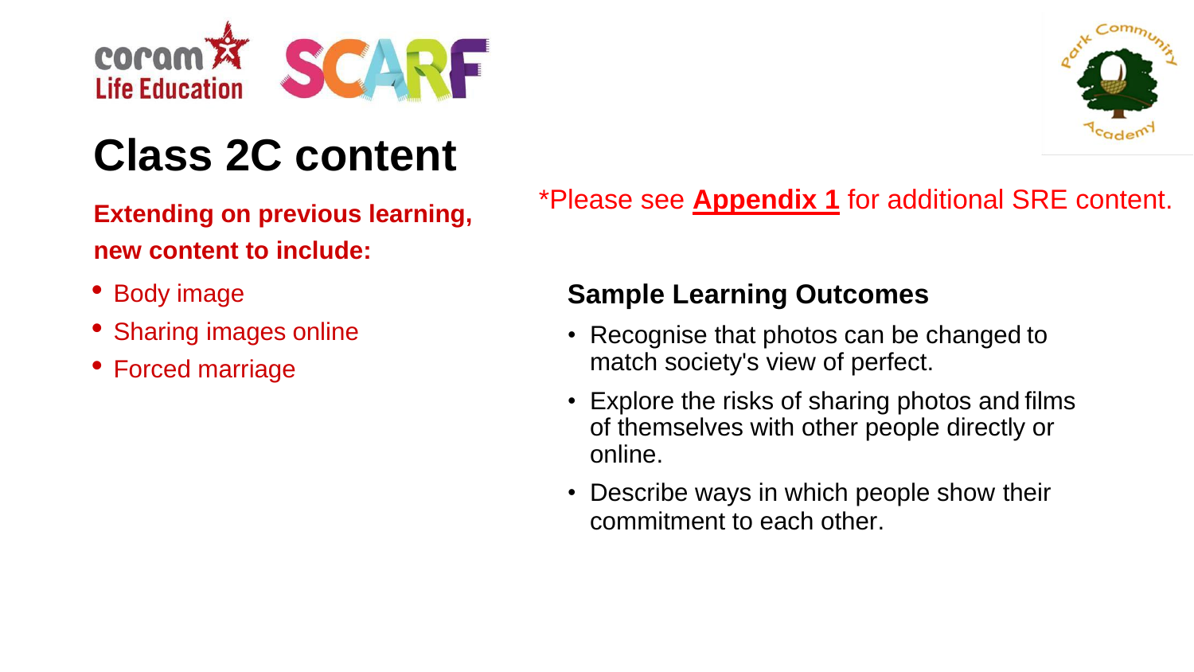# Class 2C content

**Extending on previous learning, new content to include:**

- Body image
- Sharing images online
- Forced marriage

*Please see **Appendix 1** for additional SRE content.

### Sample Learning Outcomes

- Recognise that photos can be changed to match society's view of perfect.
- Explore the risks of sharing photos and films of themselves with other people directly or online.
- Describe ways in which people show their commitment to each other.